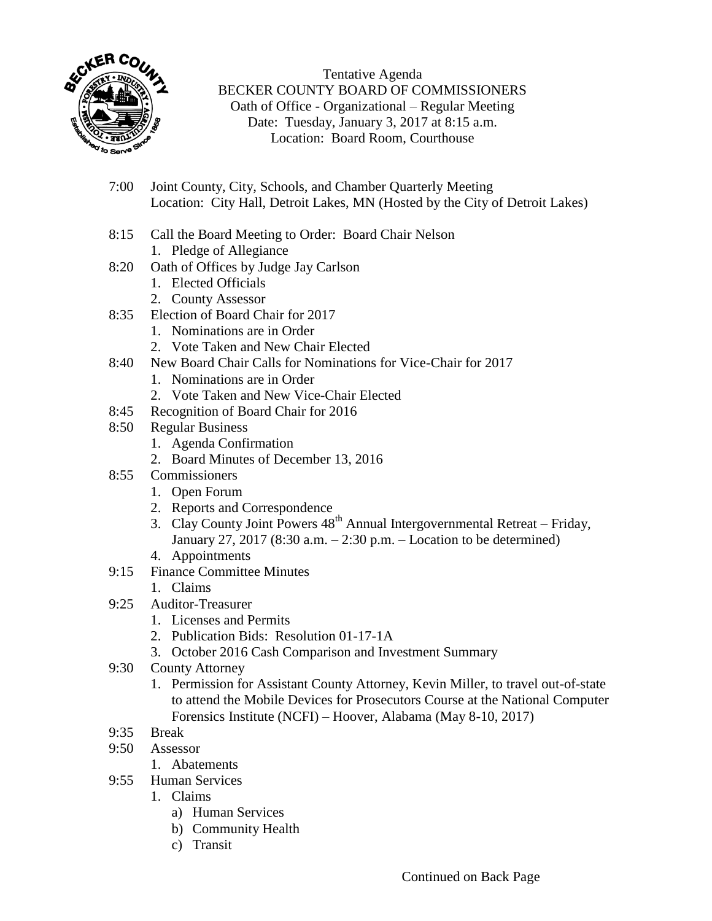Tentative Agenda
BECKER COUNTY BOARD OF COMMISSIONERS
Oath of Office - Organizational – Regular Meeting
Date: Tuesday, January 3, 2017 at 8:15 a.m.
Location: Board Room, Courthouse

7:00 Joint County, City, Schools, and Chamber Quarterly Meeting
Location: City Hall, Detroit Lakes, MN (Hosted by the City of Detroit Lakes)

8:15 Call the Board Meeting to Order: Board Chair Nelson
1. Pledge of Allegiance

8:20 Oath of Offices by Judge Jay Carlson
1. Elected Officials
2. County Assessor

8:35 Election of Board Chair for 2017
1. Nominations are in Order
2. Vote Taken and New Chair Elected

8:40 New Board Chair Calls for Nominations for Vice-Chair for 2017
1. Nominations are in Order
2. Vote Taken and New Vice-Chair Elected

8:45 Recognition of Board Chair for 2016

8:50 Regular Business
1. Agenda Confirmation
2. Board Minutes of December 13, 2016

8:55 Commissioners
1. Open Forum
2. Reports and Correspondence
3. Clay County Joint Powers 48th Annual Intergovernmental Retreat – Friday, January 27, 2017 (8:30 a.m. – 2:30 p.m. – Location to be determined)
4. Appointments

9:15 Finance Committee Minutes
1. Claims

9:25 Auditor-Treasurer
1. Licenses and Permits
2. Publication Bids: Resolution 01-17-1A
3. October 2016 Cash Comparison and Investment Summary

9:30 County Attorney
1. Permission for Assistant County Attorney, Kevin Miller, to travel out-of-state to attend the Mobile Devices for Prosecutors Course at the National Computer Forensics Institute (NCFI) – Hoover, Alabama (May 8-10, 2017)

9:35 Break

9:50 Assessor
1. Abatements

9:55 Human Services
1. Claims
   a) Human Services
   b) Community Health
   c) Transit

Continued on Back Page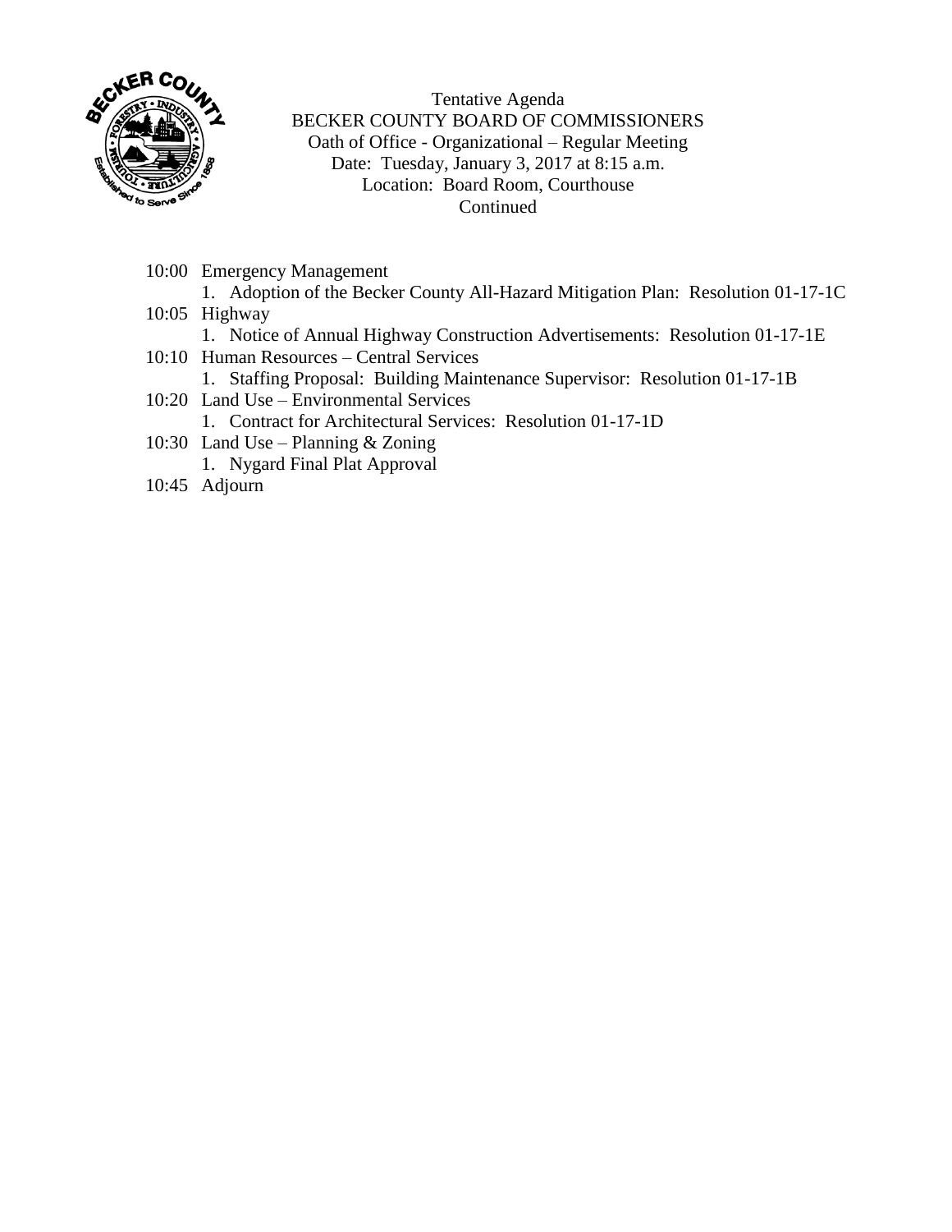Tentative Agenda
BECKER COUNTY BOARD OF COMMISSIONERS
Oath of Office - Organizational – Regular Meeting
Date: Tuesday, January 3, 2017 at 8:15 a.m.
Location: Board Room, Courthouse
Continued

- 10:00 Emergency Management
  1. Adoption of the Becker County All-Hazard Mitigation Plan: Resolution 01-17-1C
- 10:05 Highway
  1. Notice of Annual Highway Construction Advertisements: Resolution 01-17-1E
- 10:10 Human Resources – Central Services
  1. Staffing Proposal: Building Maintenance Supervisor: Resolution 01-17-1B
- 10:20 Land Use – Environmental Services
  1. Contract for Architectural Services: Resolution 01-17-1D
- 10:30 Land Use – Planning & Zoning
  1. Nygard Final Plat Approval
- 10:45 Adjourn